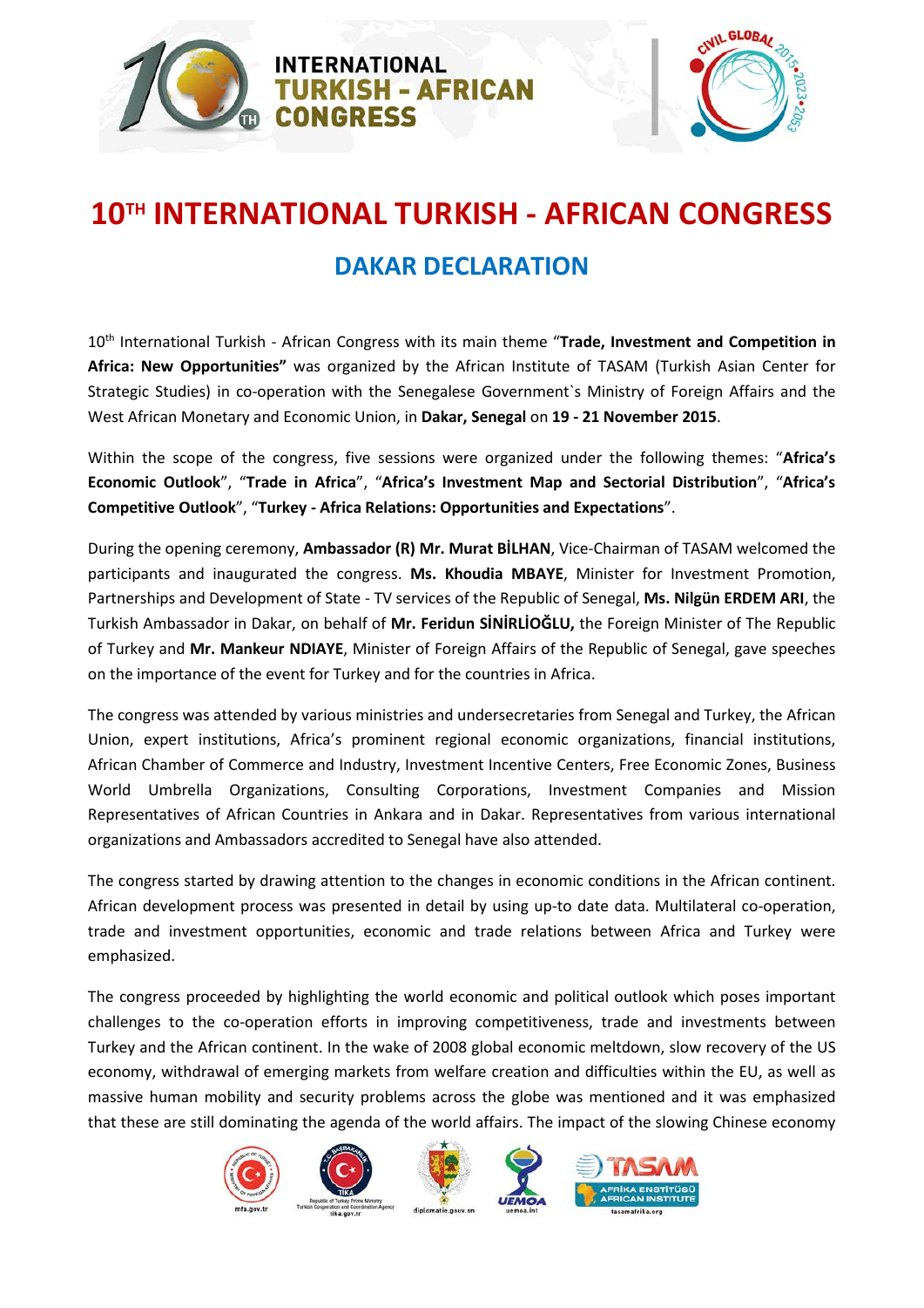# 10[TH] INTERNATIONAL TURKISH - AFRICAN CONGRESS

## DAKAR DECLARATION

10[th] International Turkish - African Congress with its main theme "**Trade, Investment and Competition in Africa: New Opportunities"** was organized by the African Institute of TASAM (Turkish Asian Center for Strategic Studies) in co-operation with the Senegalese Government`s Ministry of Foreign Affairs and the West African Monetary and Economic Union, in **Dakar, Senegal** on **19 - 21 November 2015**.

Within the scope of the congress, five sessions were organized under the following themes: "**Africa's Economic Outlook**", "**Trade in Africa**", "**Africa's Investment Map and Sectorial Distribution**", "**Africa's Competitive Outlook**", "**Turkey - Africa Relations: Opportunities and Expectations**".

During the opening ceremony, **Ambassador (R) Mr. Murat BİLHAN**, Vice-Chairman of TASAM welcomed the participants and inaugurated the congress. **Ms. Khoudia MBAYE**, Minister for Investment Promotion, Partnerships and Development of State - TV services of the Republic of Senegal, **Ms. Nilgün ERDEM ARI**, the Turkish Ambassador in Dakar, on behalf of **Mr. Feridun SİNİRLİOĞLU,** the Foreign Minister of The Republic of Turkey and **Mr. Mankeur NDIAYE**, Minister of Foreign Affairs of the Republic of Senegal, gave speeches on the importance of the event for Turkey and for the countries in Africa.

The congress was attended by various ministries and undersecretaries from Senegal and Turkey, the African Union, expert institutions, Africa's prominent regional economic organizations, financial institutions, African Chamber of Commerce and Industry, Investment Incentive Centers, Free Economic Zones, Business World Umbrella Organizations, Consulting Corporations, Investment Companies and Mission Representatives of African Countries in Ankara and in Dakar. Representatives from various international organizations and Ambassadors accredited to Senegal have also attended.

The congress started by drawing attention to the changes in economic conditions in the African continent. African development process was presented in detail by using up-to date data. Multilateral co-operation, trade and investment opportunities, economic and trade relations between Africa and Turkey were emphasized.

The congress proceeded by highlighting the world economic and political outlook which poses important challenges to the co-operation efforts in improving competitiveness, trade and investments between Turkey and the African continent. In the wake of 2008 global economic meltdown, slow recovery of the US economy, withdrawal of emerging markets from welfare creation and difficulties within the EU, as well as massive human mobility and security problems across the globe was mentioned and it was emphasized that these are still dominating the agenda of the world affairs. The impact of the slowing Chinese economy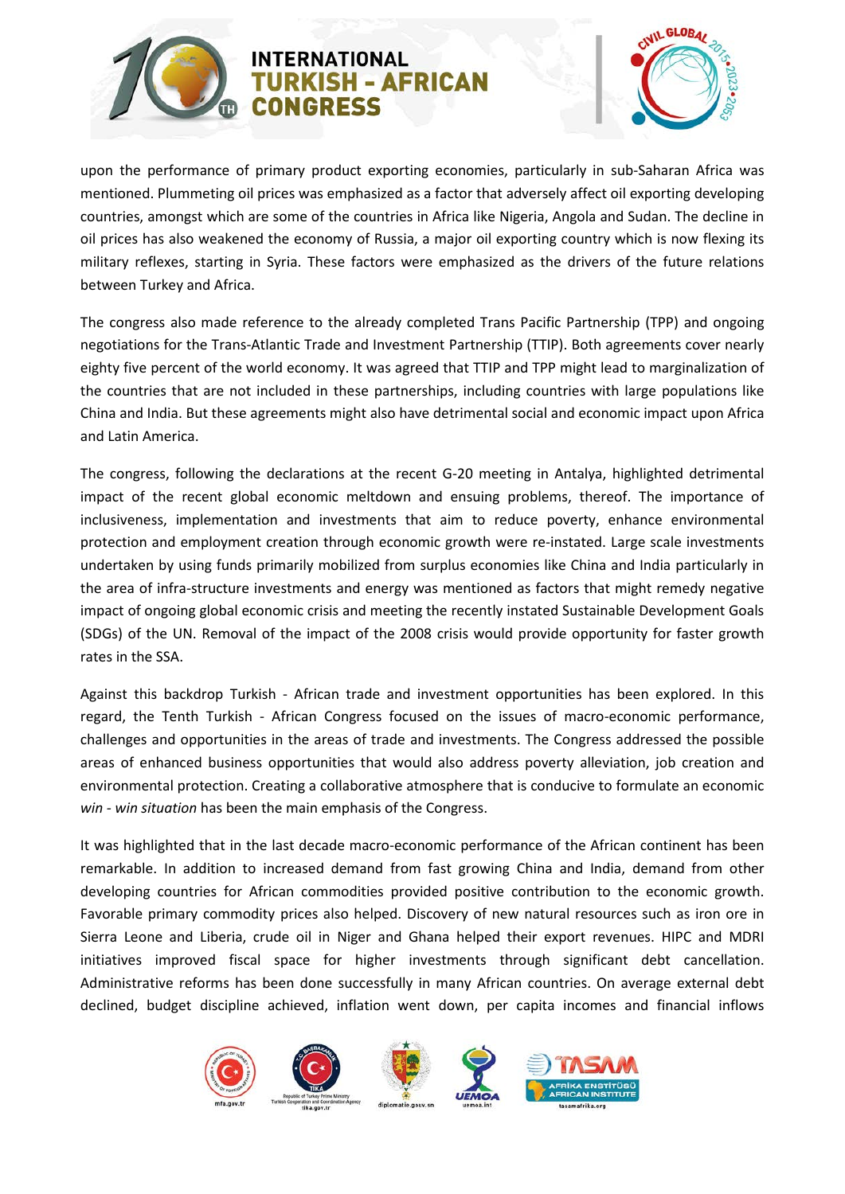upon the performance of primary product exporting economies, particularly in sub-Saharan Africa was mentioned. Plummeting oil prices was emphasized as a factor that adversely affect oil exporting developing countries, amongst which are some of the countries in Africa like Nigeria, Angola and Sudan. The decline in oil prices has also weakened the economy of Russia, a major oil exporting country which is now flexing its military reflexes, starting in Syria. These factors were emphasized as the drivers of the future relations between Turkey and Africa.

The congress also made reference to the already completed Trans Pacific Partnership (TPP) and ongoing negotiations for the Trans-Atlantic Trade and Investment Partnership (TTIP). Both agreements cover nearly eighty five percent of the world economy. It was agreed that TTIP and TPP might lead to marginalization of the countries that are not included in these partnerships, including countries with large populations like China and India. But these agreements might also have detrimental social and economic impact upon Africa and Latin America.

The congress, following the declarations at the recent G-20 meeting in Antalya, highlighted detrimental impact of the recent global economic meltdown and ensuing problems, thereof. The importance of inclusiveness, implementation and investments that aim to reduce poverty, enhance environmental protection and employment creation through economic growth were re-instated. Large scale investments undertaken by using funds primarily mobilized from surplus economies like China and India particularly in the area of infra-structure investments and energy was mentioned as factors that might remedy negative impact of ongoing global economic crisis and meeting the recently instated Sustainable Development Goals (SDGs) of the UN. Removal of the impact of the 2008 crisis would provide opportunity for faster growth rates in the SSA.

Against this backdrop Turkish - African trade and investment opportunities has been explored. In this regard, the Tenth Turkish - African Congress focused on the issues of macro-economic performance, challenges and opportunities in the areas of trade and investments. The Congress addressed the possible areas of enhanced business opportunities that would also address poverty alleviation, job creation and environmental protection. Creating a collaborative atmosphere that is conducive to formulate an economic *win - win situation* has been the main emphasis of the Congress.

It was highlighted that in the last decade macro-economic performance of the African continent has been remarkable. In addition to increased demand from fast growing China and India, demand from other developing countries for African commodities provided positive contribution to the economic growth. Favorable primary commodity prices also helped. Discovery of new natural resources such as iron ore in Sierra Leone and Liberia, crude oil in Niger and Ghana helped their export revenues. HIPC and MDRI initiatives improved fiscal space for higher investments through significant debt cancellation. Administrative reforms has been done successfully in many African countries. On average external debt declined, budget discipline achieved, inflation went down, per capita incomes and financial inflows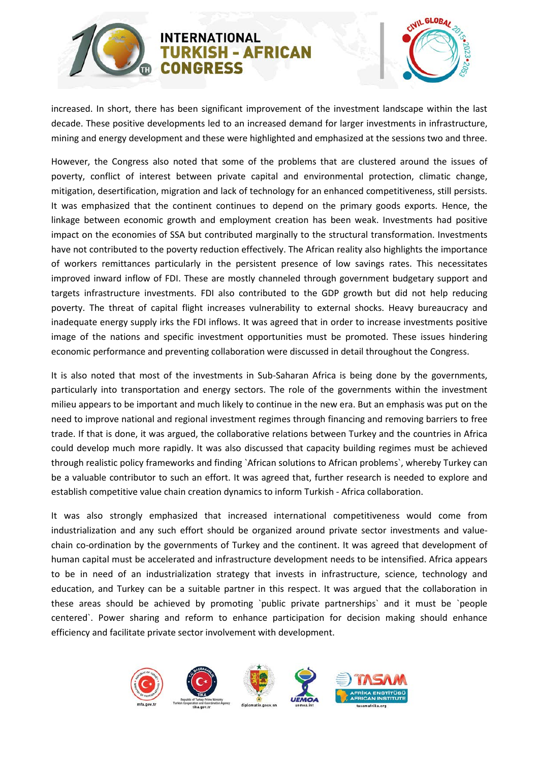increased. In short, there has been significant improvement of the investment landscape within the last decade. These positive developments led to an increased demand for larger investments in infrastructure, mining and energy development and these were highlighted and emphasized at the sessions two and three.

However, the Congress also noted that some of the problems that are clustered around the issues of poverty, conflict of interest between private capital and environmental protection, climatic change, mitigation, desertification, migration and lack of technology for an enhanced competitiveness, still persists. It was emphasized that the continent continues to depend on the primary goods exports. Hence, the linkage between economic growth and employment creation has been weak. Investments had positive impact on the economies of SSA but contributed marginally to the structural transformation. Investments have not contributed to the poverty reduction effectively. The African reality also highlights the importance of workers remittances particularly in the persistent presence of low savings rates. This necessitates improved inward inflow of FDI. These are mostly channeled through government budgetary support and targets infrastructure investments. FDI also contributed to the GDP growth but did not help reducing poverty. The threat of capital flight increases vulnerability to external shocks. Heavy bureaucracy and inadequate energy supply irks the FDI inflows. It was agreed that in order to increase investments positive image of the nations and specific investment opportunities must be promoted. These issues hindering economic performance and preventing collaboration were discussed in detail throughout the Congress.

It is also noted that most of the investments in Sub-Saharan Africa is being done by the governments, particularly into transportation and energy sectors. The role of the governments within the investment milieu appears to be important and much likely to continue in the new era. But an emphasis was put on the need to improve national and regional investment regimes through financing and removing barriers to free trade. If that is done, it was argued, the collaborative relations between Turkey and the countries in Africa could develop much more rapidly. It was also discussed that capacity building regimes must be achieved through realistic policy frameworks and finding `African solutions to African problems`, whereby Turkey can be a valuable contributor to such an effort. It was agreed that, further research is needed to explore and establish competitive value chain creation dynamics to inform Turkish - Africa collaboration.

It was also strongly emphasized that increased international competitiveness would come from industrialization and any such effort should be organized around private sector investments and value-chain co-ordination by the governments of Turkey and the continent. It was agreed that development of human capital must be accelerated and infrastructure development needs to be intensified. Africa appears to be in need of an industrialization strategy that invests in infrastructure, science, technology and education, and Turkey can be a suitable partner in this respect. It was argued that the collaboration in these areas should be achieved by promoting `public private partnerships` and it must be `people centered`. Power sharing and reform to enhance participation for decision making should enhance efficiency and facilitate private sector involvement with development.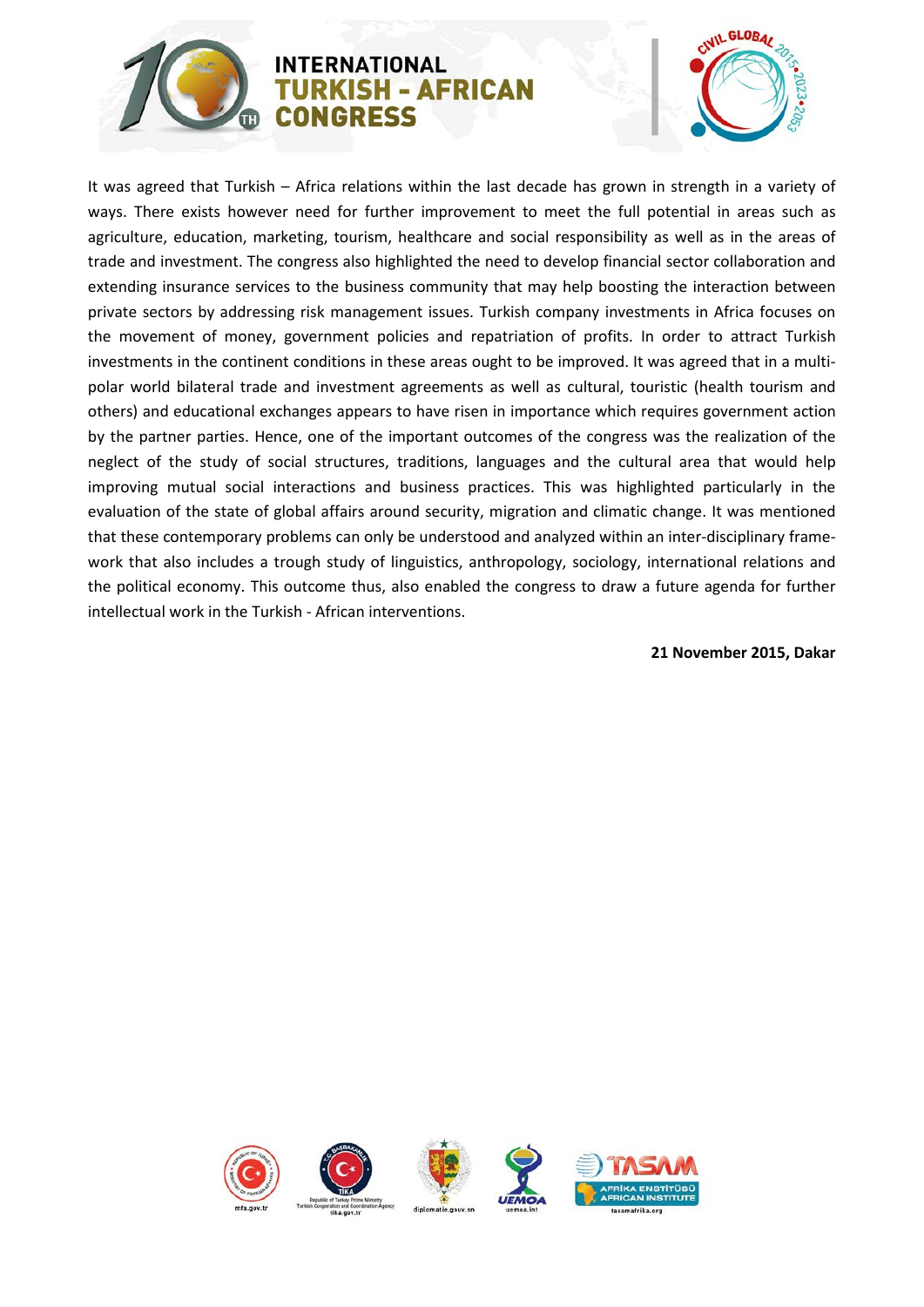It was agreed that Turkish – Africa relations within the last decade has grown in strength in a variety of ways. There exists however need for further improvement to meet the full potential in areas such as agriculture, education, marketing, tourism, healthcare and social responsibility as well as in the areas of trade and investment. The congress also highlighted the need to develop financial sector collaboration and extending insurance services to the business community that may help boosting the interaction between private sectors by addressing risk management issues. Turkish company investments in Africa focuses on the movement of money, government policies and repatriation of profits. In order to attract Turkish investments in the continent conditions in these areas ought to be improved. It was agreed that in a multi-polar world bilateral trade and investment agreements as well as cultural, touristic (health tourism and others) and educational exchanges appears to have risen in importance which requires government action by the partner parties. Hence, one of the important outcomes of the congress was the realization of the neglect of the study of social structures, traditions, languages and the cultural area that would help improving mutual social interactions and business practices. This was highlighted particularly in the evaluation of the state of global affairs around security, migration and climatic change. It was mentioned that these contemporary problems can only be understood and analyzed within an inter-disciplinary frame-work that also includes a trough study of linguistics, anthropology, sociology, international relations and the political economy. This outcome thus, also enabled the congress to draw a future agenda for further intellectual work in the Turkish - African interventions.

**21 November 2015, Dakar**